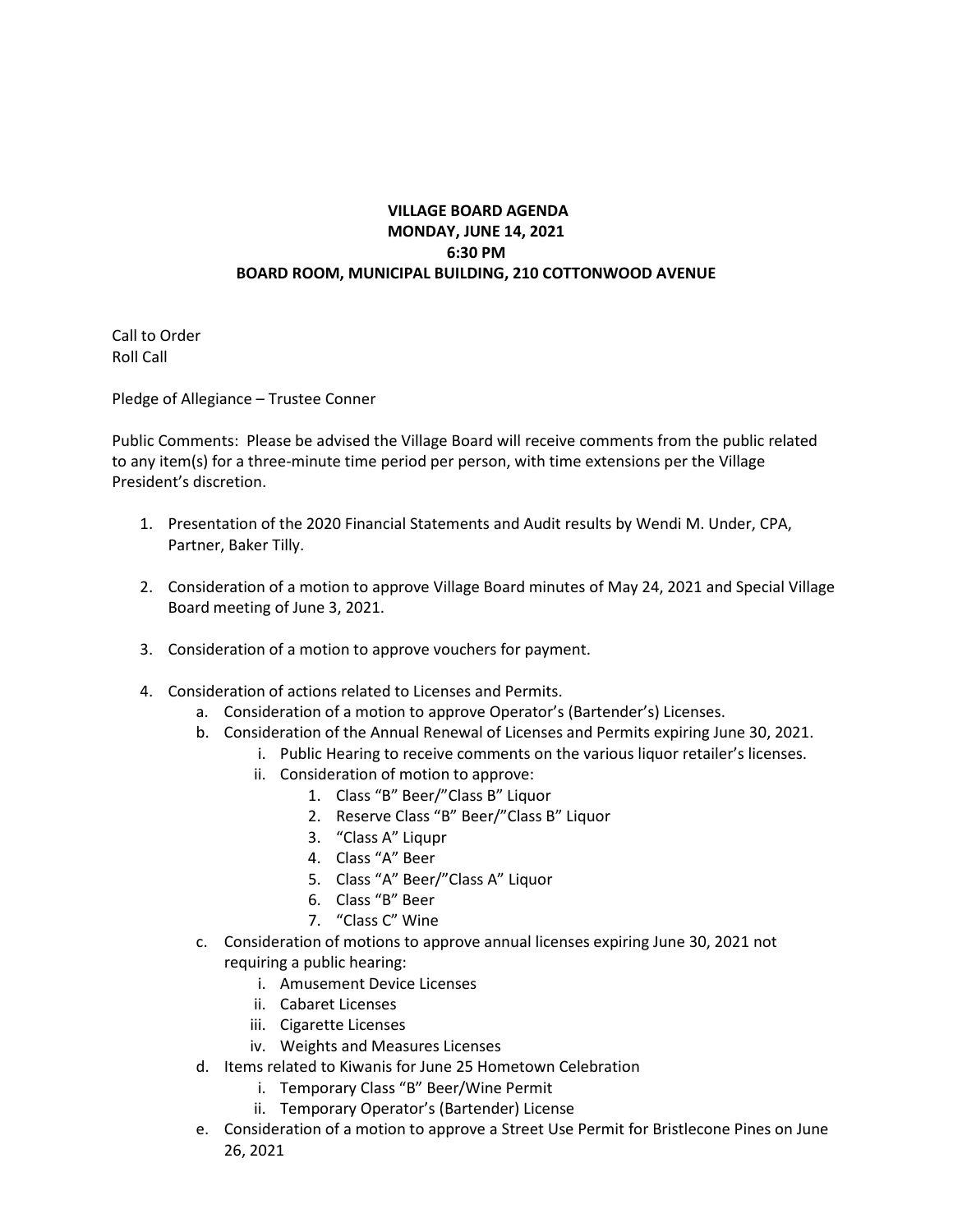**VILLAGE BOARD AGENDA**
**MONDAY, JUNE 14, 2021**
**6:30 PM**
**BOARD ROOM, MUNICIPAL BUILDING, 210 COTTONWOOD AVENUE**

Call to Order
Roll Call

Pledge of Allegiance – Trustee Conner

Public Comments: Please be advised the Village Board will receive comments from the public related to any item(s) for a three-minute time period per person, with time extensions per the Village President's discretion.

1. Presentation of the 2020 Financial Statements and Audit results by Wendi M. Under, CPA, Partner, Baker Tilly.

2. Consideration of a motion to approve Village Board minutes of May 24, 2021 and Special Village Board meeting of June 3, 2021.

3. Consideration of a motion to approve vouchers for payment.

4. Consideration of actions related to Licenses and Permits.
   a. Consideration of a motion to approve Operator's (Bartender's) Licenses.
   b. Consideration of the Annual Renewal of Licenses and Permits expiring June 30, 2021.
      i. Public Hearing to receive comments on the various liquor retailer's licenses.
      ii. Consideration of motion to approve:
         1. Class "B" Beer/"Class B" Liquor
         2. Reserve Class "B" Beer/"Class B" Liquor
         3. "Class A" Liqupr
         4. Class "A" Beer
         5. Class "A" Beer/"Class A" Liquor
         6. Class "B" Beer
         7. "Class C" Wine
   c. Consideration of motions to approve annual licenses expiring June 30, 2021 not requiring a public hearing:
      i. Amusement Device Licenses
      ii. Cabaret Licenses
      iii. Cigarette Licenses
      iv. Weights and Measures Licenses
   d. Items related to Kiwanis for June 25 Hometown Celebration
      i. Temporary Class "B" Beer/Wine Permit
      ii. Temporary Operator's (Bartender) License
   e. Consideration of a motion to approve a Street Use Permit for Bristlecone Pines on June 26, 2021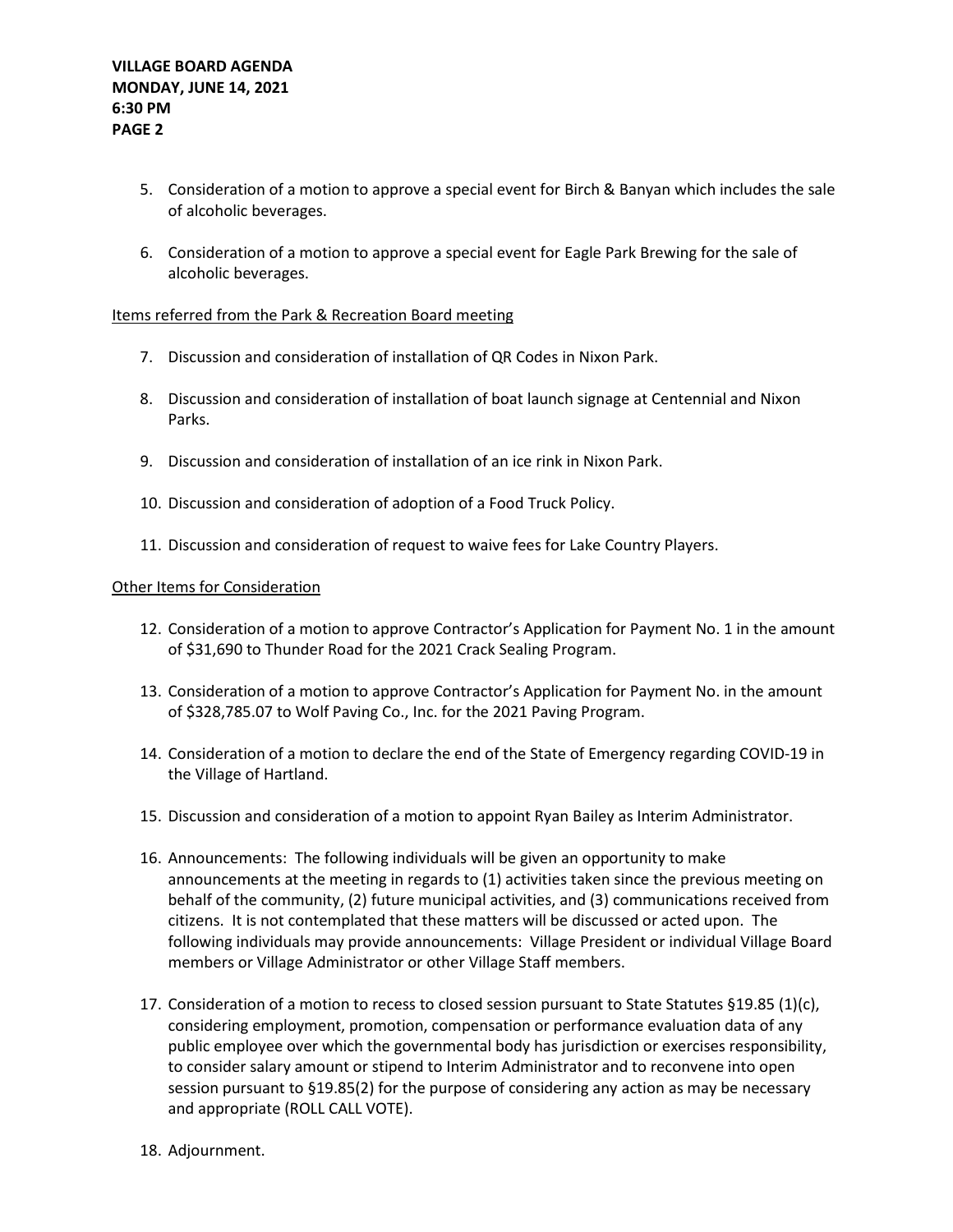5. Consideration of a motion to approve a special event for Birch & Banyan which includes the sale of alcoholic beverages.

6. Consideration of a motion to approve a special event for Eagle Park Brewing for the sale of alcoholic beverages.

<u>Items referred from the Park & Recreation Board meeting</u>

7. Discussion and consideration of installation of QR Codes in Nixon Park.

8. Discussion and consideration of installation of boat launch signage at Centennial and Nixon Parks.

9. Discussion and consideration of installation of an ice rink in Nixon Park.

10. Discussion and consideration of adoption of a Food Truck Policy.

11. Discussion and consideration of request to waive fees for Lake Country Players.

<u>Other Items for Consideration</u>

12. Consideration of a motion to approve Contractor's Application for Payment No. 1 in the amount of $31,690 to Thunder Road for the 2021 Crack Sealing Program.

13. Consideration of a motion to approve Contractor's Application for Payment No. in the amount of $328,785.07 to Wolf Paving Co., Inc. for the 2021 Paving Program.

14. Consideration of a motion to declare the end of the State of Emergency regarding COVID-19 in the Village of Hartland.

15. Discussion and consideration of a motion to appoint Ryan Bailey as Interim Administrator.

16. Announcements: The following individuals will be given an opportunity to make announcements at the meeting in regards to (1) activities taken since the previous meeting on behalf of the community, (2) future municipal activities, and (3) communications received from citizens. It is not contemplated that these matters will be discussed or acted upon. The following individuals may provide announcements: Village President or individual Village Board members or Village Administrator or other Village Staff members.

17. Consideration of a motion to recess to closed session pursuant to State Statutes §19.85 (1)(c), considering employment, promotion, compensation or performance evaluation data of any public employee over which the governmental body has jurisdiction or exercises responsibility, to consider salary amount or stipend to Interim Administrator and to reconvene into open session pursuant to §19.85(2) for the purpose of considering any action as may be necessary and appropriate (ROLL CALL VOTE).

18. Adjournment.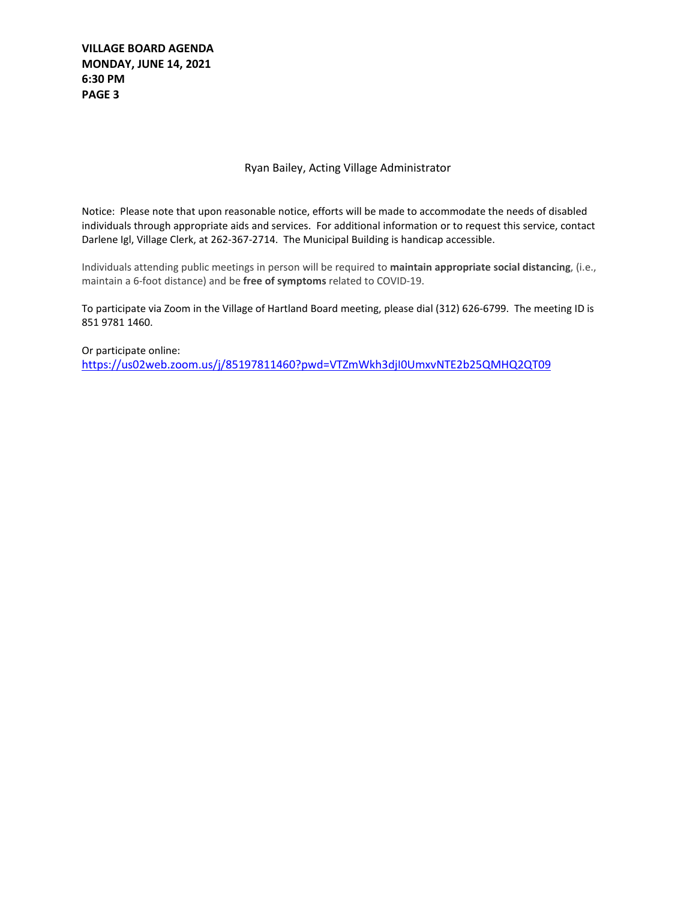Ryan Bailey, Acting Village Administrator

Notice: Please note that upon reasonable notice, efforts will be made to accommodate the needs of disabled individuals through appropriate aids and services. For additional information or to request this service, contact Darlene Igl, Village Clerk, at 262-367-2714. The Municipal Building is handicap accessible.

Individuals attending public meetings in person will be required to **maintain appropriate social distancing**, (i.e., maintain a 6-foot distance) and be **free of symptoms** related to COVID-19.

To participate via Zoom in the Village of Hartland Board meeting, please dial (312) 626-6799. The meeting ID is 851 9781 1460.

Or participate online:
https://us02web.zoom.us/j/85197811460?pwd=VTZmWkh3djI0UmxvNTE2b25QMHQ2QT09